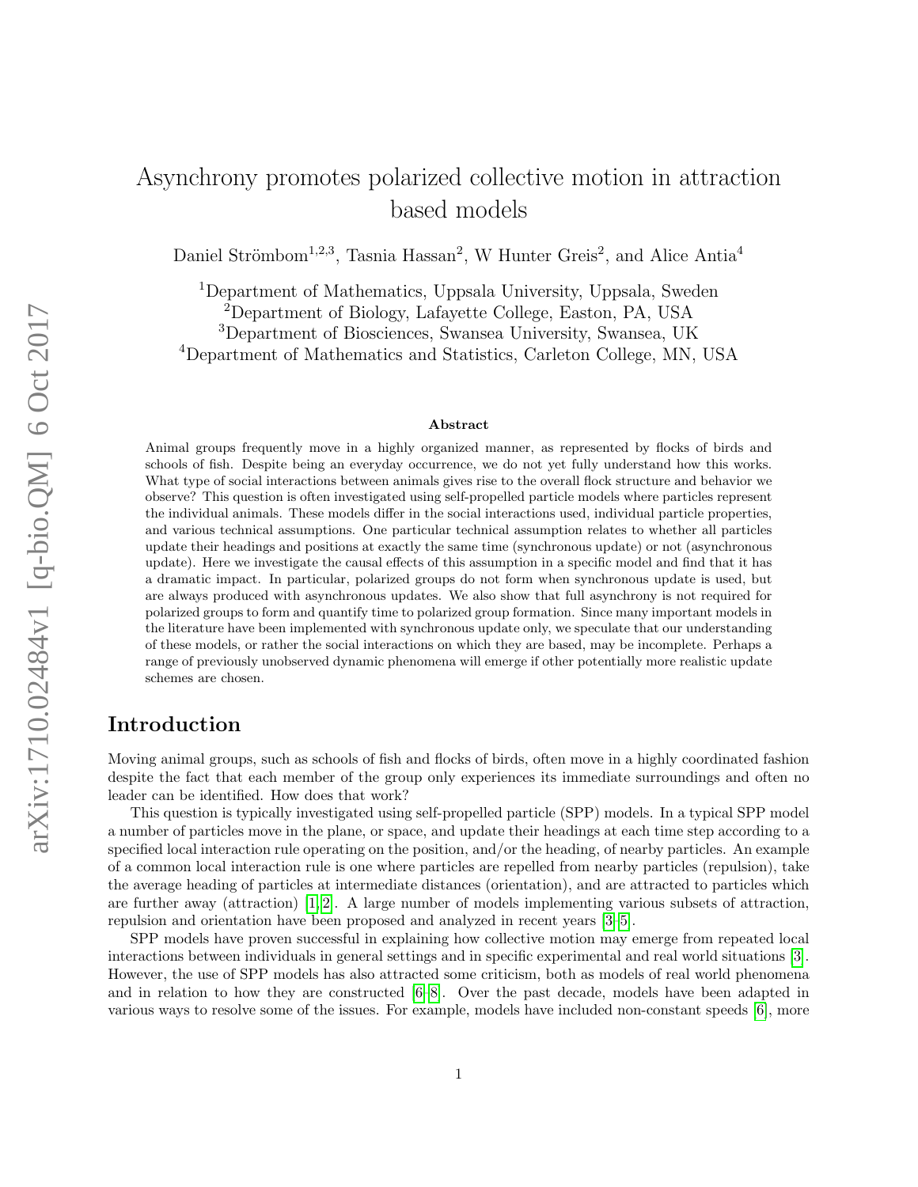# Asynchrony promotes polarized collective motion in attraction based models

Daniel Strömbom[1,2,3], Tasnia Hassan[2], W Hunter Greis[2], and Alice Antia[4]

[1]Department of Mathematics, Uppsala University, Uppsala, Sweden
[2]Department of Biology, Lafayette College, Easton, PA, USA
[3]Department of Biosciences, Swansea University, Swansea, UK
[4]Department of Mathematics and Statistics, Carleton College, MN, USA

### Abstract

Animal groups frequently move in a highly organized manner, as represented by flocks of birds and schools of fish. Despite being an everyday occurrence, we do not yet fully understand how this works. What type of social interactions between animals gives rise to the overall flock structure and behavior we observe? This question is often investigated using self-propelled particle models where particles represent the individual animals. These models differ in the social interactions used, individual particle properties, and various technical assumptions. One particular technical assumption relates to whether all particles update their headings and positions at exactly the same time (synchronous update) or not (asynchronous update). Here we investigate the causal effects of this assumption in a specific model and find that it has a dramatic impact. In particular, polarized groups do not form when synchronous update is used, but are always produced with asynchronous updates. We also show that full asynchrony is not required for polarized groups to form and quantify time to polarized group formation. Since many important models in the literature have been implemented with synchronous update only, we speculate that our understanding of these models, or rather the social interactions on which they are based, may be incomplete. Perhaps a range of previously unobserved dynamic phenomena will emerge if other potentially more realistic update schemes are chosen.

## Introduction

Moving animal groups, such as schools of fish and flocks of birds, often move in a highly coordinated fashion despite the fact that each member of the group only experiences its immediate surroundings and often no leader can be identified. How does that work?

This question is typically investigated using self-propelled particle (SPP) models. In a typical SPP model a number of particles move in the plane, or space, and update their headings at each time step according to a specified local interaction rule operating on the position, and/or the heading, of nearby particles. An example of a common local interaction rule is one where particles are repelled from nearby particles (repulsion), take the average heading of particles at intermediate distances (orientation), and are attracted to particles which are further away (attraction) [1,2]. A large number of models implementing various subsets of attraction, repulsion and orientation have been proposed and analyzed in recent years [3–5].

SPP models have proven successful in explaining how collective motion may emerge from repeated local interactions between individuals in general settings and in specific experimental and real world situations [3]. However, the use of SPP models has also attracted some criticism, both as models of real world phenomena and in relation to how they are constructed [6–8]. Over the past decade, models have been adapted in various ways to resolve some of the issues. For example, models have included non-constant speeds [6], more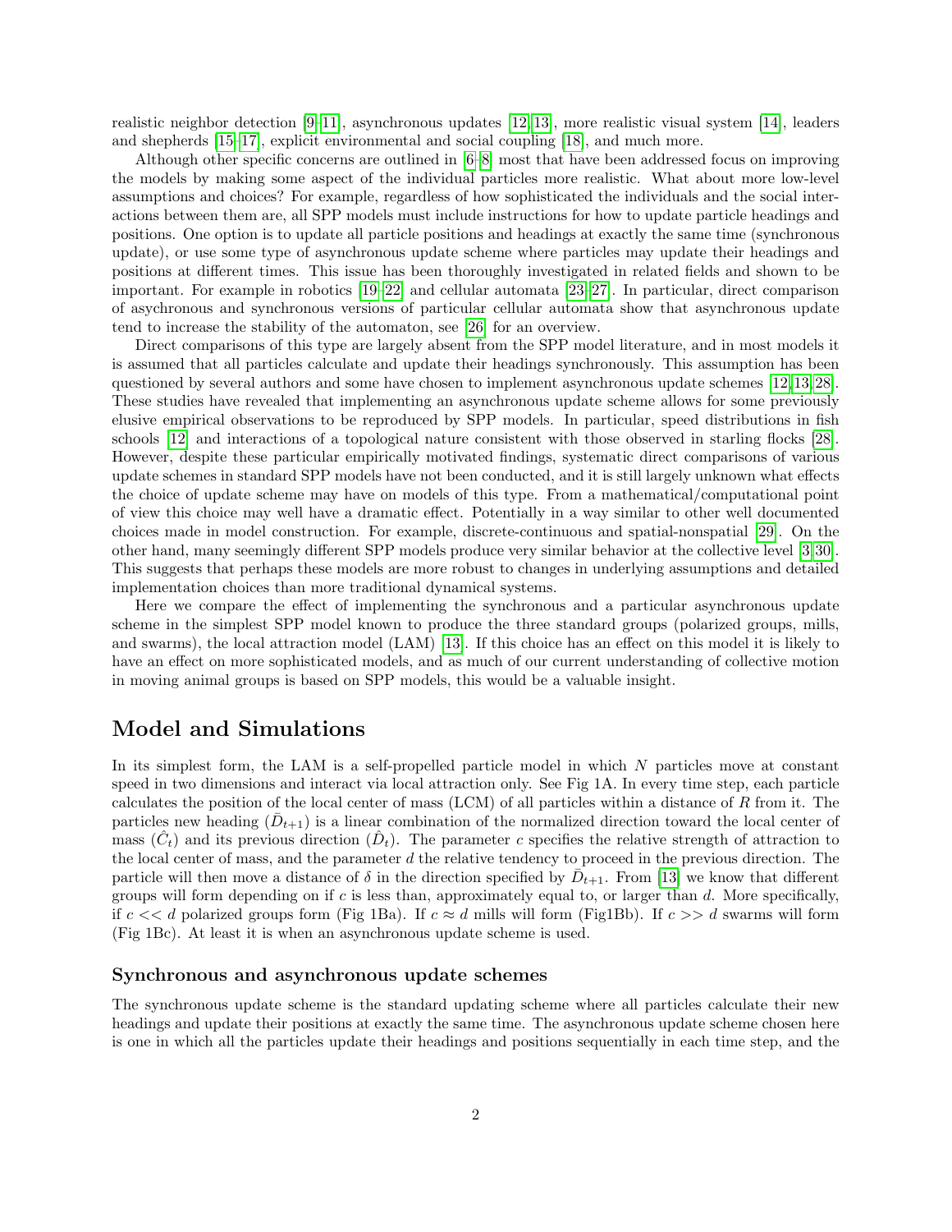realistic neighbor detection [9–11], asynchronous updates [12, 13], more realistic visual system [14], leaders and shepherds [15–17], explicit environmental and social coupling [18], and much more.

Although other specific concerns are outlined in [6–8] most that have been addressed focus on improving the models by making some aspect of the individual particles more realistic. What about more low-level assumptions and choices? For example, regardless of how sophisticated the individuals and the social interactions between them are, all SPP models must include instructions for how to update particle headings and positions. One option is to update all particle positions and headings at exactly the same time (synchronous update), or use some type of asynchronous update scheme where particles may update their headings and positions at different times. This issue has been thoroughly investigated in related fields and shown to be important. For example in robotics [19–22] and cellular automata [23–27]. In particular, direct comparison of asychronous and synchronous versions of particular cellular automata show that asynchronous update tend to increase the stability of the automaton, see [26] for an overview.

Direct comparisons of this type are largely absent from the SPP model literature, and in most models it is assumed that all particles calculate and update their headings synchronously. This assumption has been questioned by several authors and some have chosen to implement asynchronous update schemes [12, 13, 28]. These studies have revealed that implementing an asynchronous update scheme allows for some previously elusive empirical observations to be reproduced by SPP models. In particular, speed distributions in fish schools [12] and interactions of a topological nature consistent with those observed in starling flocks [28]. However, despite these particular empirically motivated findings, systematic direct comparisons of various update schemes in standard SPP models have not been conducted, and it is still largely unknown what effects the choice of update scheme may have on models of this type. From a mathematical/computational point of view this choice may well have a dramatic effect. Potentially in a way similar to other well documented choices made in model construction. For example, discrete-continuous and spatial-nonspatial [29]. On the other hand, many seemingly different SPP models produce very similar behavior at the collective level [3, 30]. This suggests that perhaps these models are more robust to changes in underlying assumptions and detailed implementation choices than more traditional dynamical systems.

Here we compare the effect of implementing the synchronous and a particular asynchronous update scheme in the simplest SPP model known to produce the three standard groups (polarized groups, mills, and swarms), the local attraction model (LAM) [13]. If this choice has an effect on this model it is likely to have an effect on more sophisticated models, and as much of our current understanding of collective motion in moving animal groups is based on SPP models, this would be a valuable insight.

# Model and Simulations

In its simplest form, the LAM is a self-propelled particle model in which $N$ particles move at constant speed in two dimensions and interact via local attraction only. See Fig 1A. In every time step, each particle calculates the position of the local center of mass (LCM) of all particles within a distance of $R$ from it. The particles new heading ($\bar{D}_{t+1}$) is a linear combination of the normalized direction toward the local center of mass ($\hat{C}_t$) and its previous direction ($\hat{D}_t$). The parameter $c$ specifies the relative strength of attraction to the local center of mass, and the parameter $d$ the relative tendency to proceed in the previous direction. The particle will then move a distance of $\delta$ in the direction specified by $\bar{D}_{t+1}$. From [13] we know that different groups will form depending on if $c$ is less than, approximately equal to, or larger than $d$. More specifically, if $c << d$ polarized groups form (Fig 1Ba). If $c \approx d$ mills will form (Fig1Bb). If $c >> d$ swarms will form (Fig 1Bc). At least it is when an asynchronous update scheme is used.

## Synchronous and asynchronous update schemes

The synchronous update scheme is the standard updating scheme where all particles calculate their new headings and update their positions at exactly the same time. The asynchronous update scheme chosen here is one in which all the particles update their headings and positions sequentially in each time step, and the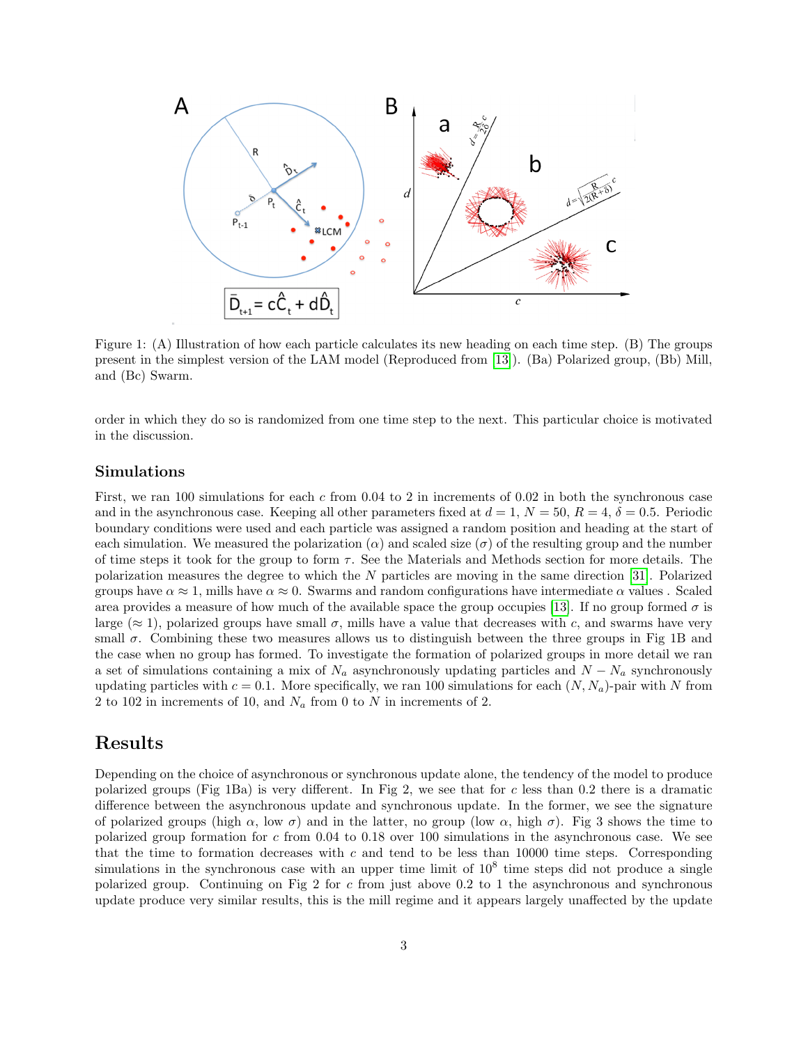Figure 1: (A) Illustration of how each particle calculates its new heading on each time step. (B) The groups present in the simplest version of the LAM model (Reproduced from [13]). (Ba) Polarized group, (Bb) Mill, and (Bc) Swarm.

order in which they do so is randomized from one time step to the next. This particular choice is motivated in the discussion.

### Simulations

First, we ran 100 simulations for each $c$ from 0.04 to 2 in increments of 0.02 in both the synchronous case and in the asynchronous case. Keeping all other parameters fixed at $d = 1$, $N = 50$, $R = 4$, $\delta = 0.5$. Periodic boundary conditions were used and each particle was assigned a random position and heading at the start of each simulation. We measured the polarization ($\alpha$) and scaled size ($\sigma$) of the resulting group and the number of time steps it took for the group to form $\tau$. See the Materials and Methods section for more details. The polarization measures the degree to which the $N$ particles are moving in the same direction [31]. Polarized groups have $\alpha \approx 1$, mills have $\alpha \approx 0$. Swarms and random configurations have intermediate $\alpha$ values . Scaled area provides a measure of how much of the available space the group occupies [13]. If no group formed $\sigma$ is large ($\approx 1$), polarized groups have small $\sigma$, mills have a value that decreases with $c$, and swarms have very small $\sigma$. Combining these two measures allows us to distinguish between the three groups in Fig 1B and the case when no group has formed. To investigate the formation of polarized groups in more detail we ran a set of simulations containing a mix of $N_a$ asynchronously updating particles and $N - N_a$ synchronously updating particles with $c = 0.1$. More specifically, we ran 100 simulations for each $(N, N_a)$-pair with $N$ from 2 to 102 in increments of 10, and $N_a$ from 0 to $N$ in increments of 2.

## Results

Depending on the choice of asynchronous or synchronous update alone, the tendency of the model to produce polarized groups (Fig 1Ba) is very different. In Fig 2, we see that for $c$ less than 0.2 there is a dramatic difference between the asynchronous update and synchronous update. In the former, we see the signature of polarized groups (high $\alpha$, low $\sigma$) and in the latter, no group (low $\alpha$, high $\sigma$). Fig 3 shows the time to polarized group formation for $c$ from 0.04 to 0.18 over 100 simulations in the asynchronous case. We see that the time to formation decreases with $c$ and tend to be less than 10000 time steps. Corresponding simulations in the synchronous case with an upper time limit of $10^8$ time steps did not produce a single polarized group. Continuing on Fig 2 for $c$ from just above 0.2 to 1 the asynchronous and synchronous update produce very similar results, this is the mill regime and it appears largely unaffected by the update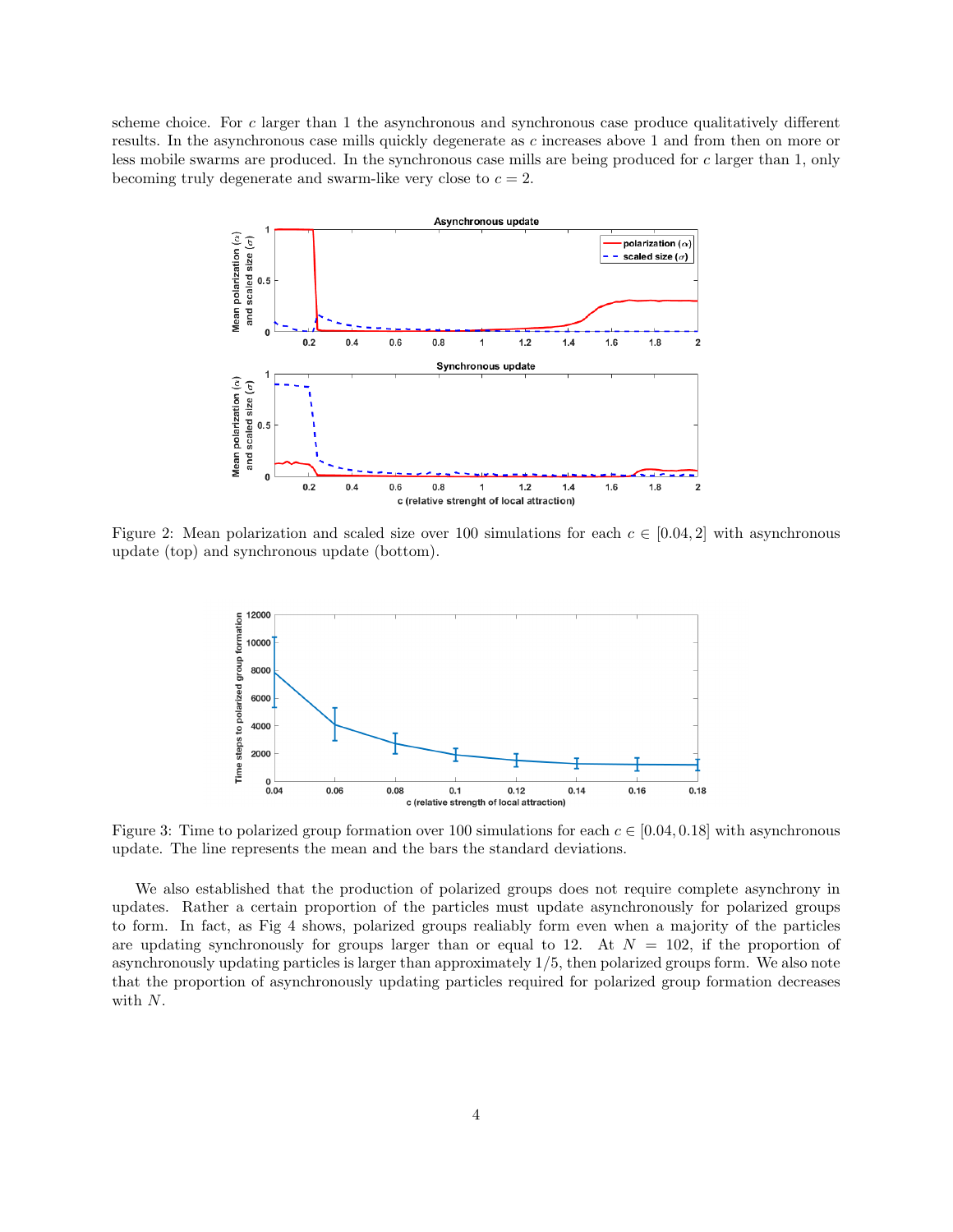scheme choice. For $c$ larger than 1 the asynchronous and synchronous case produce qualitatively different results. In the asynchronous case mills quickly degenerate as $c$ increases above 1 and from then on more or less mobile swarms are produced. In the synchronous case mills are being produced for $c$ larger than 1, only becoming truly degenerate and swarm-like very close to $c = 2$.

Figure 2: Mean polarization and scaled size over 100 simulations for each $c \in [0.04, 2]$ with asynchronous update (top) and synchronous update (bottom).

Figure 3: Time to polarized group formation over 100 simulations for each $c \in [0.04, 0.18]$ with asynchronous update. The line represents the mean and the bars the standard deviations.

We also established that the production of polarized groups does not require complete asynchrony in updates. Rather a certain proportion of the particles must update asynchronously for polarized groups to form. In fact, as Fig 4 shows, polarized groups realiably form even when a majority of the particles are updating synchronously for groups larger than or equal to 12. At $N = 102$, if the proportion of asynchronously updating particles is larger than approximately 1/5, then polarized groups form. We also note that the proportion of asynchronously updating particles required for polarized group formation decreases with $N$.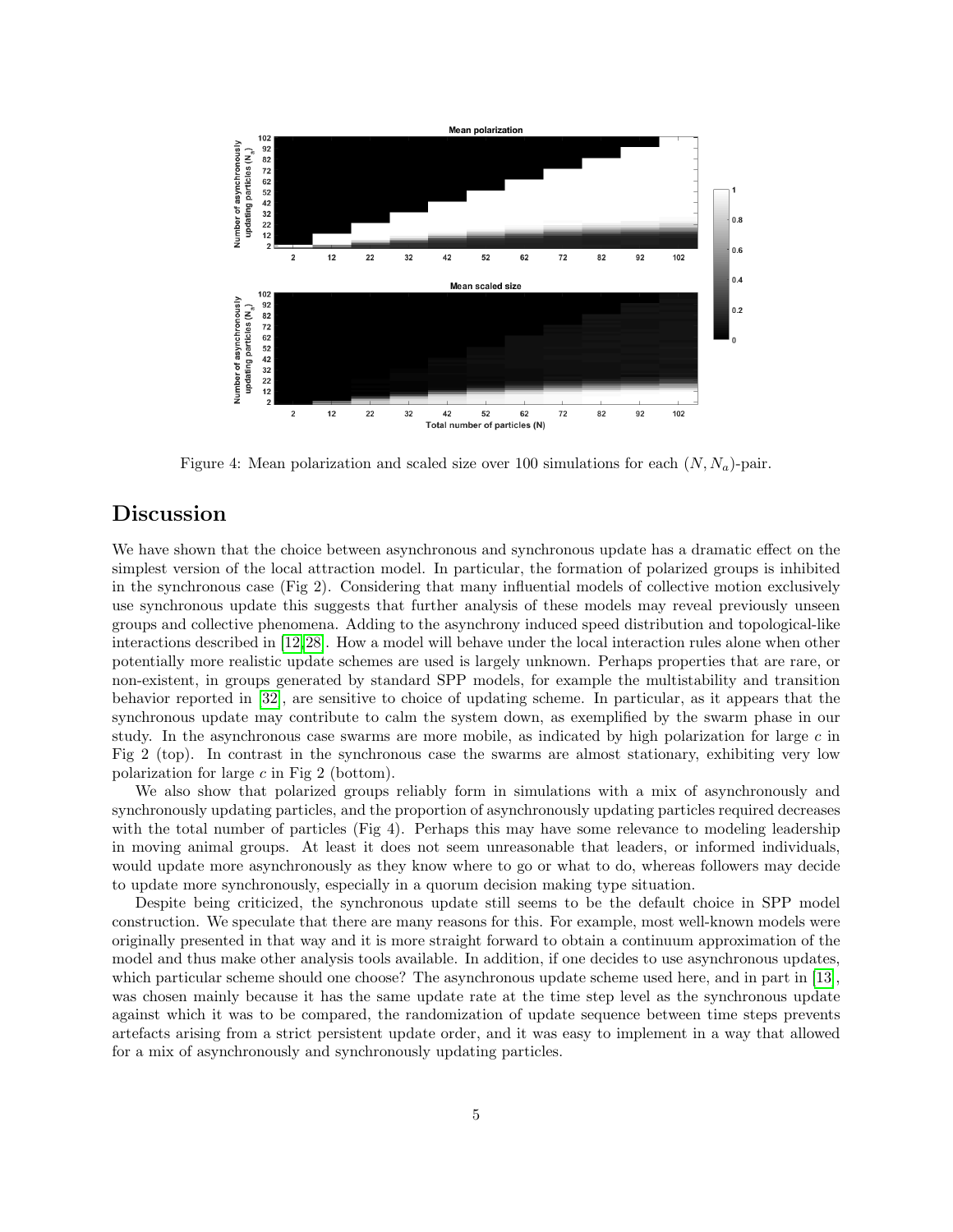Figure 4: Mean polarization and scaled size over 100 simulations for each $(N, N_a)$-pair.

## Discussion

We have shown that the choice between asynchronous and synchronous update has a dramatic effect on the simplest version of the local attraction model. In particular, the formation of polarized groups is inhibited in the synchronous case (Fig 2). Considering that many influential models of collective motion exclusively use synchronous update this suggests that further analysis of these models may reveal previously unseen groups and collective phenomena. Adding to the asynchrony induced speed distribution and topological-like interactions described in [12, 28]. How a model will behave under the local interaction rules alone when other potentially more realistic update schemes are used is largely unknown. Perhaps properties that are rare, or non-existent, in groups generated by standard SPP models, for example the multistability and transition behavior reported in [32], are sensitive to choice of updating scheme. In particular, as it appears that the synchronous update may contribute to calm the system down, as exemplified by the swarm phase in our study. In the asynchronous case swarms are more mobile, as indicated by high polarization for large $c$ in Fig 2 (top). In contrast in the synchronous case the swarms are almost stationary, exhibiting very low polarization for large $c$ in Fig 2 (bottom).

We also show that polarized groups reliably form in simulations with a mix of asynchronously and synchronously updating particles, and the proportion of asynchronously updating particles required decreases with the total number of particles (Fig 4). Perhaps this may have some relevance to modeling leadership in moving animal groups. At least it does not seem unreasonable that leaders, or informed individuals, would update more asynchronously as they know where to go or what to do, whereas followers may decide to update more synchronously, especially in a quorum decision making type situation.

Despite being criticized, the synchronous update still seems to be the default choice in SPP model construction. We speculate that there are many reasons for this. For example, most well-known models were originally presented in that way and it is more straight forward to obtain a continuum approximation of the model and thus make other analysis tools available. In addition, if one decides to use asynchronous updates, which particular scheme should one choose? The asynchronous update scheme used here, and in part in [13], was chosen mainly because it has the same update rate at the time step level as the synchronous update against which it was to be compared, the randomization of update sequence between time steps prevents artefacts arising from a strict persistent update order, and it was easy to implement in a way that allowed for a mix of asynchronously and synchronously updating particles.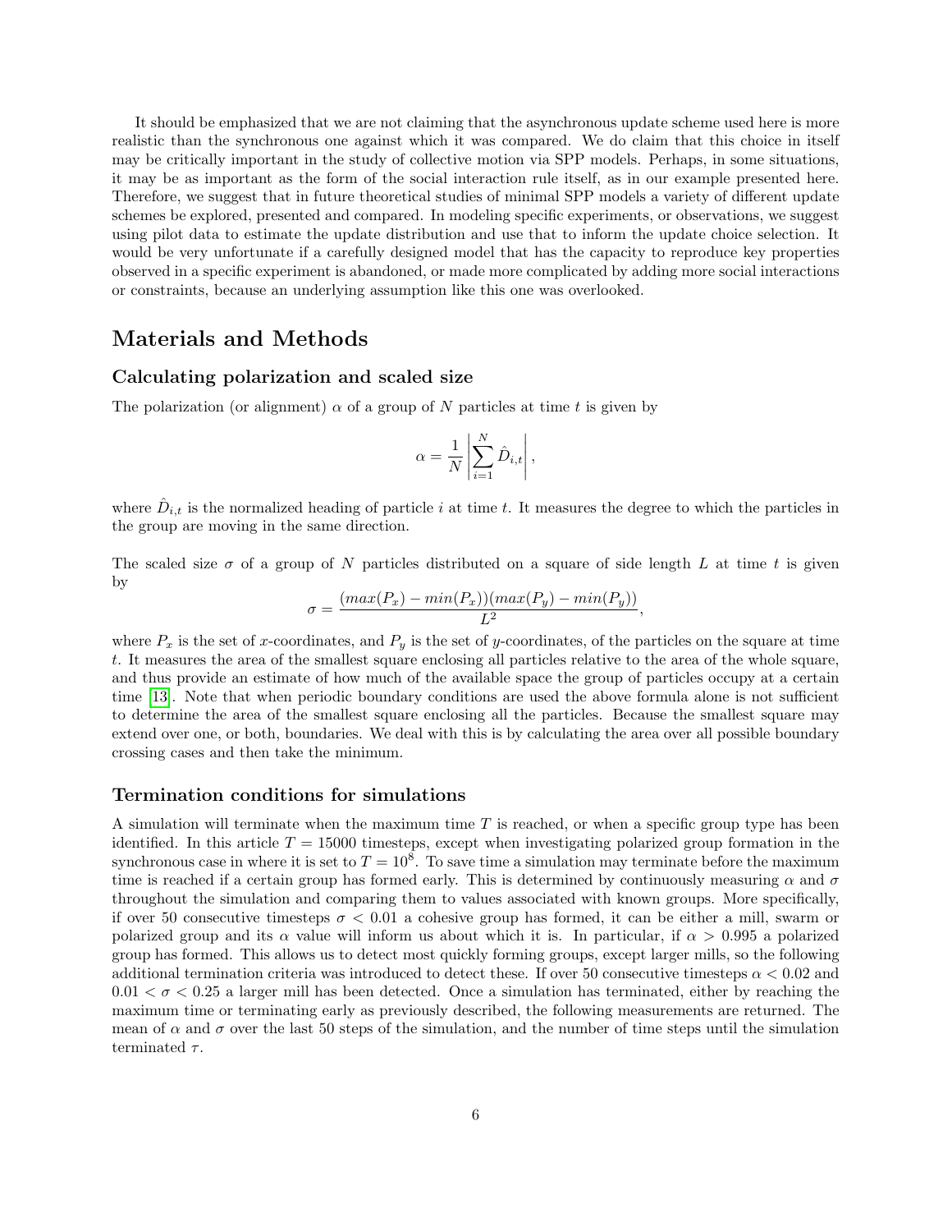It should be emphasized that we are not claiming that the asynchronous update scheme used here is more realistic than the synchronous one against which it was compared. We do claim that this choice in itself may be critically important in the study of collective motion via SPP models. Perhaps, in some situations, it may be as important as the form of the social interaction rule itself, as in our example presented here. Therefore, we suggest that in future theoretical studies of minimal SPP models a variety of different update schemes be explored, presented and compared. In modeling specific experiments, or observations, we suggest using pilot data to estimate the update distribution and use that to inform the update choice selection. It would be very unfortunate if a carefully designed model that has the capacity to reproduce key properties observed in a specific experiment is abandoned, or made more complicated by adding more social interactions or constraints, because an underlying assumption like this one was overlooked.

# Materials and Methods

## Calculating polarization and scaled size

The polarization (or alignment) $\alpha$ of a group of $N$ particles at time $t$ is given by

$$\alpha = \frac{1}{N} \left| \sum_{i=1}^{N} \hat{D}_{i,t} \right|,$$

where $\hat{D}_{i,t}$ is the normalized heading of particle $i$ at time $t$. It measures the degree to which the particles in the group are moving in the same direction.

The scaled size $\sigma$ of a group of $N$ particles distributed on a square of side length $L$ at time $t$ is given by

$$\sigma = \frac{(max(P_x) - min(P_x))(max(P_y) - min(P_y))}{L^2},$$

where $P_x$ is the set of $x$-coordinates, and $P_y$ is the set of $y$-coordinates, of the particles on the square at time $t$. It measures the area of the smallest square enclosing all particles relative to the area of the whole square, and thus provide an estimate of how much of the available space the group of particles occupy at a certain time [13]. Note that when periodic boundary conditions are used the above formula alone is not sufficient to determine the area of the smallest square enclosing all the particles. Because the smallest square may extend over one, or both, boundaries. We deal with this is by calculating the area over all possible boundary crossing cases and then take the minimum.

## Termination conditions for simulations

A simulation will terminate when the maximum time $T$ is reached, or when a specific group type has been identified. In this article $T = 15000$ timesteps, except when investigating polarized group formation in the synchronous case in where it is set to $T = 10^8$. To save time a simulation may terminate before the maximum time is reached if a certain group has formed early. This is determined by continuously measuring $\alpha$ and $\sigma$ throughout the simulation and comparing them to values associated with known groups. More specifically, if over 50 consecutive timesteps $\sigma < 0.01$ a cohesive group has formed, it can be either a mill, swarm or polarized group and its $\alpha$ value will inform us about which it is. In particular, if $\alpha > 0.995$ a polarized group has formed. This allows us to detect most quickly forming groups, except larger mills, so the following additional termination criteria was introduced to detect these. If over 50 consecutive timesteps $\alpha < 0.02$ and $0.01 < \sigma < 0.25$ a larger mill has been detected. Once a simulation has terminated, either by reaching the maximum time or terminating early as previously described, the following measurements are returned. The mean of $\alpha$ and $\sigma$ over the last 50 steps of the simulation, and the number of time steps until the simulation terminated $\tau$.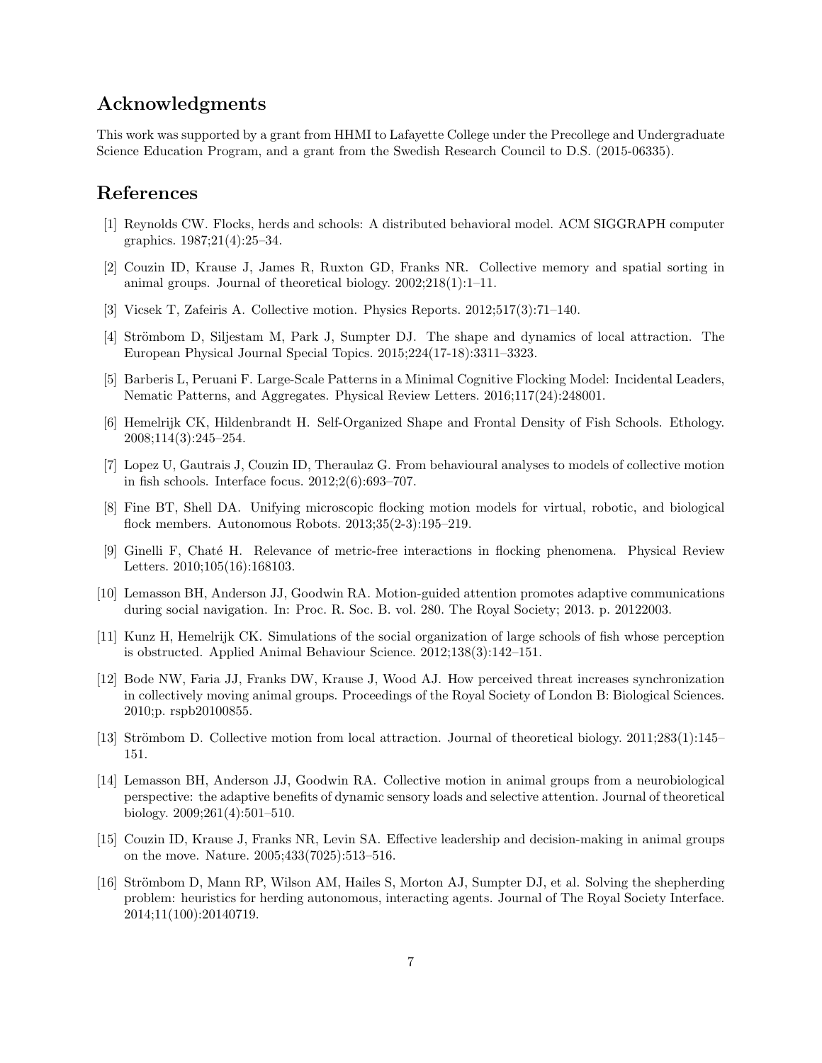## Acknowledgments

This work was supported by a grant from HHMI to Lafayette College under the Precollege and Undergraduate Science Education Program, and a grant from the Swedish Research Council to D.S. (2015-06335).

## References

[1] Reynolds CW. Flocks, herds and schools: A distributed behavioral model. ACM SIGGRAPH computer graphics. 1987;21(4):25–34.

[2] Couzin ID, Krause J, James R, Ruxton GD, Franks NR. Collective memory and spatial sorting in animal groups. Journal of theoretical biology. 2002;218(1):1–11.

[3] Vicsek T, Zafeiris A. Collective motion. Physics Reports. 2012;517(3):71–140.

[4] Strömbom D, Siljestam M, Park J, Sumpter DJ. The shape and dynamics of local attraction. The European Physical Journal Special Topics. 2015;224(17-18):3311–3323.

[5] Barberis L, Peruani F. Large-Scale Patterns in a Minimal Cognitive Flocking Model: Incidental Leaders, Nematic Patterns, and Aggregates. Physical Review Letters. 2016;117(24):248001.

[6] Hemelrijk CK, Hildenbrandt H. Self-Organized Shape and Frontal Density of Fish Schools. Ethology. 2008;114(3):245–254.

[7] Lopez U, Gautrais J, Couzin ID, Theraulaz G. From behavioural analyses to models of collective motion in fish schools. Interface focus. 2012;2(6):693–707.

[8] Fine BT, Shell DA. Unifying microscopic flocking motion models for virtual, robotic, and biological flock members. Autonomous Robots. 2013;35(2-3):195–219.

[9] Ginelli F, Chaté H. Relevance of metric-free interactions in flocking phenomena. Physical Review Letters. 2010;105(16):168103.

[10] Lemasson BH, Anderson JJ, Goodwin RA. Motion-guided attention promotes adaptive communications during social navigation. In: Proc. R. Soc. B. vol. 280. The Royal Society; 2013. p. 20122003.

[11] Kunz H, Hemelrijk CK. Simulations of the social organization of large schools of fish whose perception is obstructed. Applied Animal Behaviour Science. 2012;138(3):142–151.

[12] Bode NW, Faria JJ, Franks DW, Krause J, Wood AJ. How perceived threat increases synchronization in collectively moving animal groups. Proceedings of the Royal Society of London B: Biological Sciences. 2010;p. rspb20100855.

[13] Strömbom D. Collective motion from local attraction. Journal of theoretical biology. 2011;283(1):145–151.

[14] Lemasson BH, Anderson JJ, Goodwin RA. Collective motion in animal groups from a neurobiological perspective: the adaptive benefits of dynamic sensory loads and selective attention. Journal of theoretical biology. 2009;261(4):501–510.

[15] Couzin ID, Krause J, Franks NR, Levin SA. Effective leadership and decision-making in animal groups on the move. Nature. 2005;433(7025):513–516.

[16] Strömbom D, Mann RP, Wilson AM, Hailes S, Morton AJ, Sumpter DJ, et al. Solving the shepherding problem: heuristics for herding autonomous, interacting agents. Journal of The Royal Society Interface. 2014;11(100):20140719.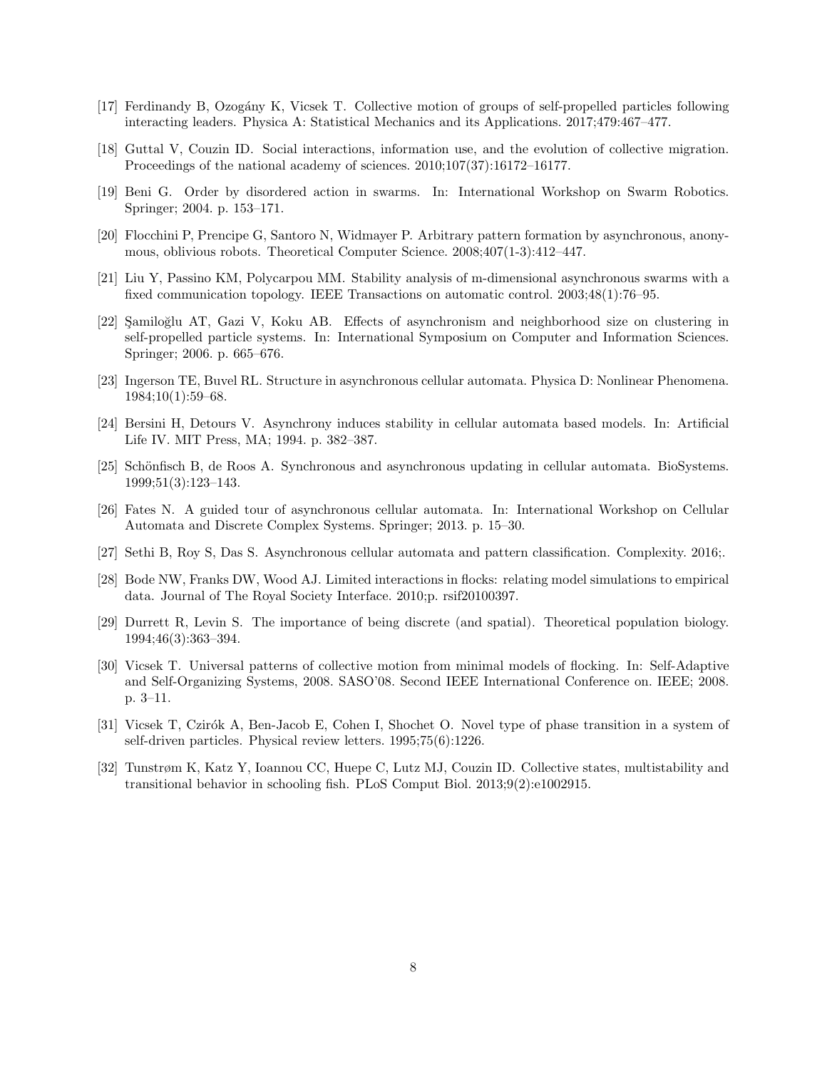[17] Ferdinandy B, Ozogány K, Vicsek T. Collective motion of groups of self-propelled particles following interacting leaders. Physica A: Statistical Mechanics and its Applications. 2017;479:467–477.

[18] Guttal V, Couzin ID. Social interactions, information use, and the evolution of collective migration. Proceedings of the national academy of sciences. 2010;107(37):16172–16177.

[19] Beni G. Order by disordered action in swarms. In: International Workshop on Swarm Robotics. Springer; 2004. p. 153–171.

[20] Flocchini P, Prencipe G, Santoro N, Widmayer P. Arbitrary pattern formation by asynchronous, anonymous, oblivious robots. Theoretical Computer Science. 2008;407(1-3):412–447.

[21] Liu Y, Passino KM, Polycarpou MM. Stability analysis of m-dimensional asynchronous swarms with a fixed communication topology. IEEE Transactions on automatic control. 2003;48(1):76–95.

[22] Şamiloğlu AT, Gazi V, Koku AB. Effects of asynchronism and neighborhood size on clustering in self-propelled particle systems. In: International Symposium on Computer and Information Sciences. Springer; 2006. p. 665–676.

[23] Ingerson TE, Buvel RL. Structure in asynchronous cellular automata. Physica D: Nonlinear Phenomena. 1984;10(1):59–68.

[24] Bersini H, Detours V. Asynchrony induces stability in cellular automata based models. In: Artificial Life IV. MIT Press, MA; 1994. p. 382–387.

[25] Schönfisch B, de Roos A. Synchronous and asynchronous updating in cellular automata. BioSystems. 1999;51(3):123–143.

[26] Fates N. A guided tour of asynchronous cellular automata. In: International Workshop on Cellular Automata and Discrete Complex Systems. Springer; 2013. p. 15–30.

[27] Sethi B, Roy S, Das S. Asynchronous cellular automata and pattern classification. Complexity. 2016;.

[28] Bode NW, Franks DW, Wood AJ. Limited interactions in flocks: relating model simulations to empirical data. Journal of The Royal Society Interface. 2010;p. rsif20100397.

[29] Durrett R, Levin S. The importance of being discrete (and spatial). Theoretical population biology. 1994;46(3):363–394.

[30] Vicsek T. Universal patterns of collective motion from minimal models of flocking. In: Self-Adaptive and Self-Organizing Systems, 2008. SASO'08. Second IEEE International Conference on. IEEE; 2008. p. 3–11.

[31] Vicsek T, Czirók A, Ben-Jacob E, Cohen I, Shochet O. Novel type of phase transition in a system of self-driven particles. Physical review letters. 1995;75(6):1226.

[32] Tunstrøm K, Katz Y, Ioannou CC, Huepe C, Lutz MJ, Couzin ID. Collective states, multistability and transitional behavior in schooling fish. PLoS Comput Biol. 2013;9(2):e1002915.